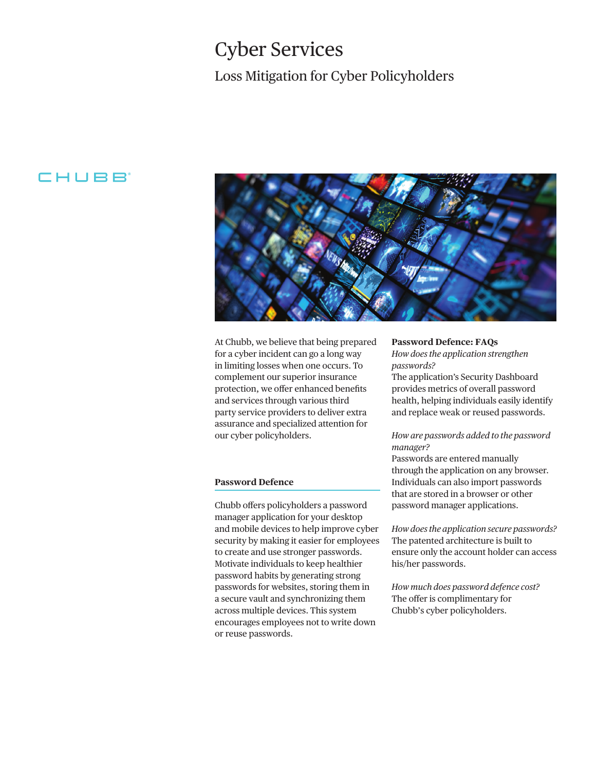# Cyber Services

## Loss Mitigation for Cyber Policyholders

CHUBB®

At Chubb, we believe that being prepared for a cyber incident can go a long way in limiting losses when one occurs. To complement our superior insurance protection, we offer enhanced benefits and services through various third party service providers to deliver extra assurance and specialized attention for our cyber policyholders.

### Password Defence

Chubb offers policyholders a password manager application for your desktop and mobile devices to help improve cyber security by making it easier for employees to create and use stronger passwords. Motivate individuals to keep healthier password habits by generating strong passwords for websites, storing them in a secure vault and synchronizing them across multiple devices. This system encourages employees not to write down or reuse passwords.

**Password Defence: FAQs**

*How does the application strengthen passwords?*
The application's Security Dashboard provides metrics of overall password health, helping individuals easily identify and replace weak or reused passwords.

*How are passwords added to the password manager?*
Passwords are entered manually through the application on any browser. Individuals can also import passwords that are stored in a browser or other password manager applications.

*How does the application secure passwords?*
The patented architecture is built to ensure only the account holder can access his/her passwords.

*How much does password defence cost?*
The offer is complimentary for Chubb's cyber policyholders.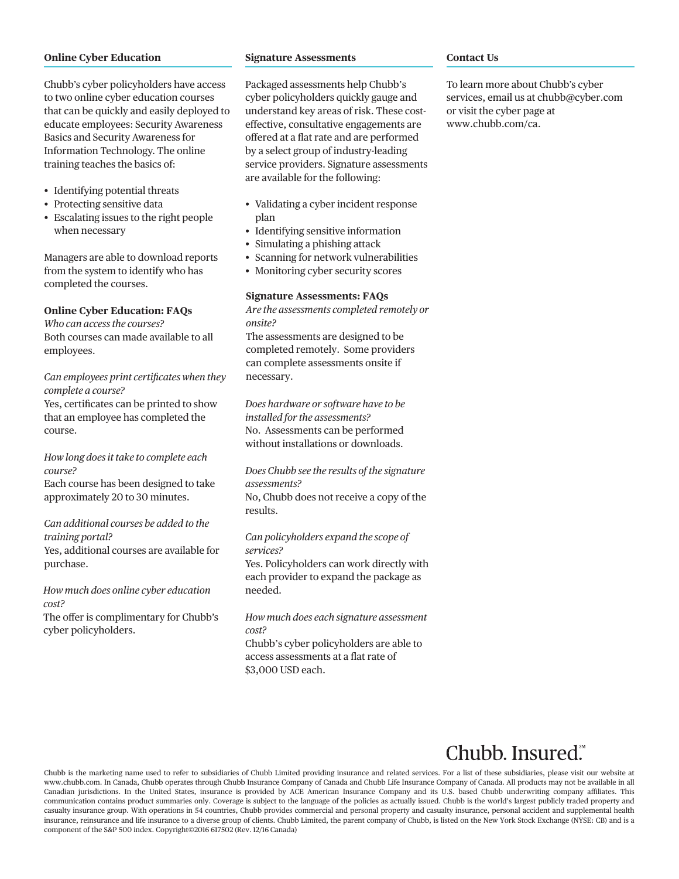## Online Cyber Education

Chubb's cyber policyholders have access to two online cyber education courses that can be quickly and easily deployed to educate employees: Security Awareness Basics and Security Awareness for Information Technology. The online training teaches the basics of:

- Identifying potential threats
- Protecting sensitive data
- Escalating issues to the right people when necessary

Managers are able to download reports from the system to identify who has completed the courses.

### Online Cyber Education: FAQs

*Who can access the courses?*
Both courses can made available to all employees.

*Can employees print certificates when they complete a course?*
Yes, certificates can be printed to show that an employee has completed the course.

*How long does it take to complete each course?*
Each course has been designed to take approximately 20 to 30 minutes.

*Can additional courses be added to the training portal?*
Yes, additional courses are available for purchase.

*How much does online cyber education cost?*
The offer is complimentary for Chubb's cyber policyholders.

## Signature Assessments

Packaged assessments help Chubb's cyber policyholders quickly gauge and understand key areas of risk. These cost-effective, consultative engagements are offered at a flat rate and are performed by a select group of industry-leading service providers. Signature assessments are available for the following:

- Validating a cyber incident response plan
- Identifying sensitive information
- Simulating a phishing attack
- Scanning for network vulnerabilities
- Monitoring cyber security scores

### Signature Assessments: FAQs

*Are the assessments completed remotely or onsite?*
The assessments are designed to be completed remotely. Some providers can complete assessments onsite if necessary.

*Does hardware or software have to be installed for the assessments?*
No. Assessments can be performed without installations or downloads.

*Does Chubb see the results of the signature assessments?*
No, Chubb does not receive a copy of the results.

*Can policyholders expand the scope of services?*
Yes. Policyholders can work directly with each provider to expand the package as needed.

*How much does each signature assessment cost?*
Chubb's cyber policyholders are able to access assessments at a flat rate of $3,000 USD each.

## Contact Us

To learn more about Chubb's cyber services, email us at chubb@cyber.com or visit the cyber page at www.chubb.com/ca.

Chubb. Insured.℠

Chubb is the marketing name used to refer to subsidiaries of Chubb Limited providing insurance and related services. For a list of these subsidiaries, please visit our website at www.chubb.com. In Canada, Chubb operates through Chubb Insurance Company of Canada and Chubb Life Insurance Company of Canada. All products may not be available in all Canadian jurisdictions. In the United States, insurance is provided by ACE American Insurance Company and its U.S. based Chubb underwriting company affiliates. This communication contains product summaries only. Coverage is subject to the language of the policies as actually issued. Chubb is the world's largest publicly traded property and casualty insurance group. With operations in 54 countries, Chubb provides commercial and personal property and casualty insurance, personal accident and supplemental health insurance, reinsurance and life insurance to a diverse group of clients. Chubb Limited, the parent company of Chubb, is listed on the New York Stock Exchange (NYSE: CB) and is a component of the S&P 500 index. Copyright©2016 617502 (Rev. 12/16 Canada)